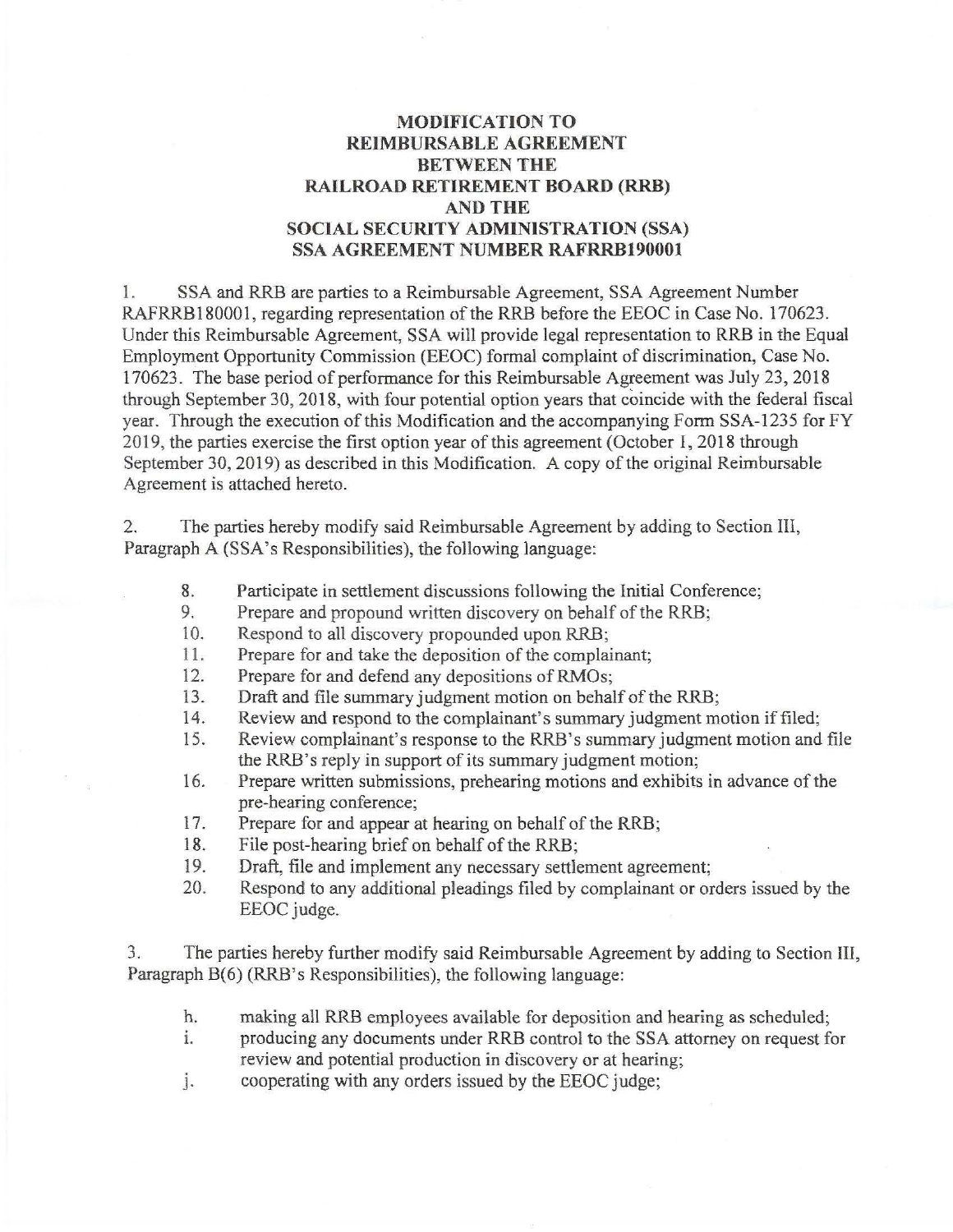# MODIFICATION TO REIMBURSABLE AGREEMENT BETWEEN THE RAILROAD RETIREMENT BOARD (RRB) AND THE SOCIAL SECURITY ADMINISTRATION (SSA) SSA AGREEMENT NUMBER RAFRRB190001

1. SSA and RRB are parties to a Reimbursable Agreement, SSA Agreement Number RAFRRB180001, regarding representation of the RRB before the EEOC in Case No. 170623. Under this Reimbursable Agreement, SSA will provide legal representation to RRB in the Equal Employment Opportunity Commission (EEOC) formal complaint of discrimination, Case No. 170623. The base period of performance for this Reimbursable Agreement was July 23, 2018 through September 30, 2018, with four potential option years that coincide with the federal fiscal year. Through the execution of this Modification and the accompanying Form SSA-1235 for FY 2019, the parties exercise the first option year of this agreement (October 1, 2018 through September 30, 2019) as described in this Modification. A copy of the original Reimbursable Agreement is attached hereto.

2. The parties hereby modify said Reimbursable Agreement by adding to Section III, Paragraph A (SSA's Responsibilities), the following language:

8. Participate in settlement discussions following the Initial Conference;
9. Prepare and propound written discovery on behalf of the RRB;
10. Respond to all discovery propounded upon RRB;
11. Prepare for and take the deposition of the complainant;
12. Prepare for and defend any depositions of RMOs;
13. Draft and file summary judgment motion on behalf of the RRB;
14. Review and respond to the complainant's summary judgment motion if filed;
15. Review complainant's response to the RRB's summary judgment motion and file the RRB's reply in support of its summary judgment motion;
16. Prepare written submissions, prehearing motions and exhibits in advance of the pre-hearing conference;
17. Prepare for and appear at hearing on behalf of the RRB;
18. File post-hearing brief on behalf of the RRB;
19. Draft, file and implement any necessary settlement agreement;
20. Respond to any additional pleadings filed by complainant or orders issued by the EEOC judge.

3. The parties hereby further modify said Reimbursable Agreement by adding to Section III, Paragraph B(6) (RRB's Responsibilities), the following language:

h. making all RRB employees available for deposition and hearing as scheduled;
i. producing any documents under RRB control to the SSA attorney on request for review and potential production in discovery or at hearing;
j. cooperating with any orders issued by the EEOC judge;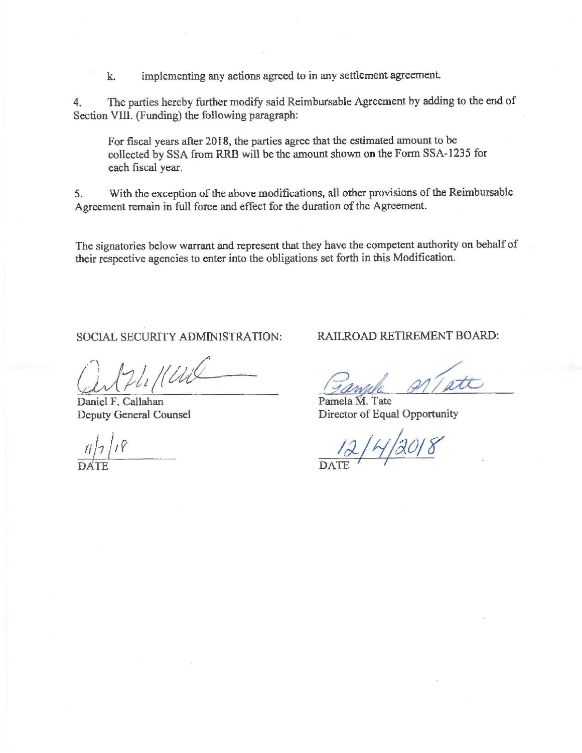k. implementing any actions agreed to in any settlement agreement.

4. The parties hereby further modify said Reimbursable Agreement by adding to the end of Section VIII. (Funding) the following paragraph:

> For fiscal years after 2018, the parties agree that the estimated amount to be collected by SSA from RRB will be the amount shown on the Form SSA-1235 for each fiscal year.

5. With the exception of the above modifications, all other provisions of the Reimbursable Agreement remain in full force and effect for the duration of the Agreement.

The signatories below warrant and represent that they have the competent authority on behalf of their respective agencies to enter into the obligations set forth in this Modification.

SOCIAL SECURITY ADMINISTRATION:

Daniel F. Callahan
Deputy General Counsel

11/7/18
DATE

RAILROAD RETIREMENT BOARD:

Pamela M. Tate
Director of Equal Opportunity

12/4/2018
DATE